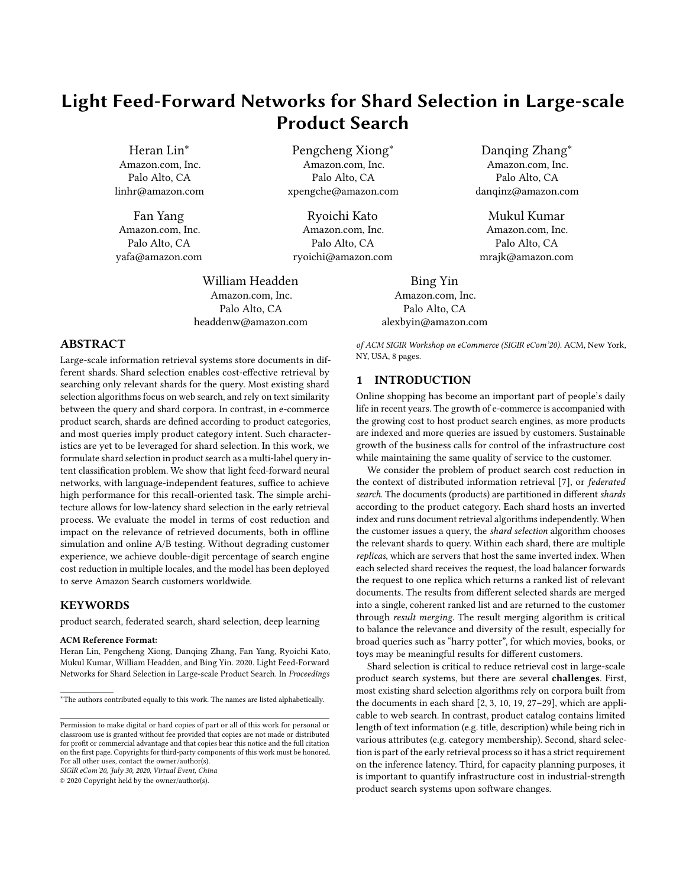# Light Feed-Forward Networks for Shard Selection in Large-scale Product Search

Heran Lin*
Amazon.com, Inc.
Palo Alto, CA
linhr@amazon.com

Pengcheng Xiong*
Amazon.com, Inc.
Palo Alto, CA
xpengche@amazon.com

Danqing Zhang*
Amazon.com, Inc.
Palo Alto, CA
danqinz@amazon.com

Fan Yang
Amazon.com, Inc.
Palo Alto, CA
yafa@amazon.com

Ryoichi Kato
Amazon.com, Inc.
Palo Alto, CA
ryoichi@amazon.com

Mukul Kumar
Amazon.com, Inc.
Palo Alto, CA
mrajk@amazon.com

William Headden
Amazon.com, Inc.
Palo Alto, CA
headdenw@amazon.com

Bing Yin
Amazon.com, Inc.
Palo Alto, CA
alexbyin@amazon.com

## ABSTRACT

Large-scale information retrieval systems store documents in different shards. Shard selection enables cost-effective retrieval by searching only relevant shards for the query. Most existing shard selection algorithms focus on web search, and rely on text similarity between the query and shard corpora. In contrast, in e-commerce product search, shards are defined according to product categories, and most queries imply product category intent. Such characteristics are yet to be leveraged for shard selection. In this work, we formulate shard selection in product search as a multi-label query intent classification problem. We show that light feed-forward neural networks, with language-independent features, suffice to achieve high performance for this recall-oriented task. The simple architecture allows for low-latency shard selection in the early retrieval process. We evaluate the model in terms of cost reduction and impact on the relevance of retrieved documents, both in offline simulation and online A/B testing. Without degrading customer experience, we achieve double-digit percentage of search engine cost reduction in multiple locales, and the model has been deployed to serve Amazon Search customers worldwide.

## KEYWORDS

product search, federated search, shard selection, deep learning

**ACM Reference Format:**
Heran Lin, Pengcheng Xiong, Danqing Zhang, Fan Yang, Ryoichi Kato, Mukul Kumar, William Headden, and Bing Yin. 2020. Light Feed-Forward Networks for Shard Selection in Large-scale Product Search. In *Proceedings of ACM SIGIR Workshop on eCommerce (SIGIR eCom'20)*. ACM, New York, NY, USA, 8 pages.

*The authors contributed equally to this work. The names are listed alphabetically.

Permission to make digital or hard copies of part or all of this work for personal or classroom use is granted without fee provided that copies are not made or distributed for profit or commercial advantage and that copies bear this notice and the full citation on the first page. Copyrights for third-party components of this work must be honored. For all other uses, contact the owner/author(s).
*SIGIR eCom'20, July 30, 2020, Virtual Event, China*
© 2020 Copyright held by the owner/author(s).

## 1 INTRODUCTION

Online shopping has become an important part of people's daily life in recent years. The growth of e-commerce is accompanied with the growing cost to host product search engines, as more products are indexed and more queries are issued by customers. Sustainable growth of the business calls for control of the infrastructure cost while maintaining the same quality of service to the customer.

We consider the problem of product search cost reduction in the context of distributed information retrieval [7], or *federated search*. The documents (products) are partitioned in different *shards* according to the product category. Each shard hosts an inverted index and runs document retrieval algorithms independently. When the customer issues a query, the *shard selection* algorithm chooses the relevant shards to query. Within each shard, there are multiple *replicas*, which are servers that host the same inverted index. When each selected shard receives the request, the load balancer forwards the request to one replica which returns a ranked list of relevant documents. The results from different selected shards are merged into a single, coherent ranked list and are returned to the customer through *result merging*. The result merging algorithm is critical to balance the relevance and diversity of the result, especially for broad queries such as "harry potter", for which movies, books, or toys may be meaningful results for different customers.

Shard selection is critical to reduce retrieval cost in large-scale product search systems, but there are several **challenges**. First, most existing shard selection algorithms rely on corpora built from the documents in each shard [2, 3, 10, 19, 27–29], which are applicable to web search. In contrast, product catalog contains limited length of text information (e.g. title, description) while being rich in various attributes (e.g. category membership). Second, shard selection is part of the early retrieval process so it has a strict requirement on the inference latency. Third, for capacity planning purposes, it is important to quantify infrastructure cost in industrial-strength product search systems upon software changes.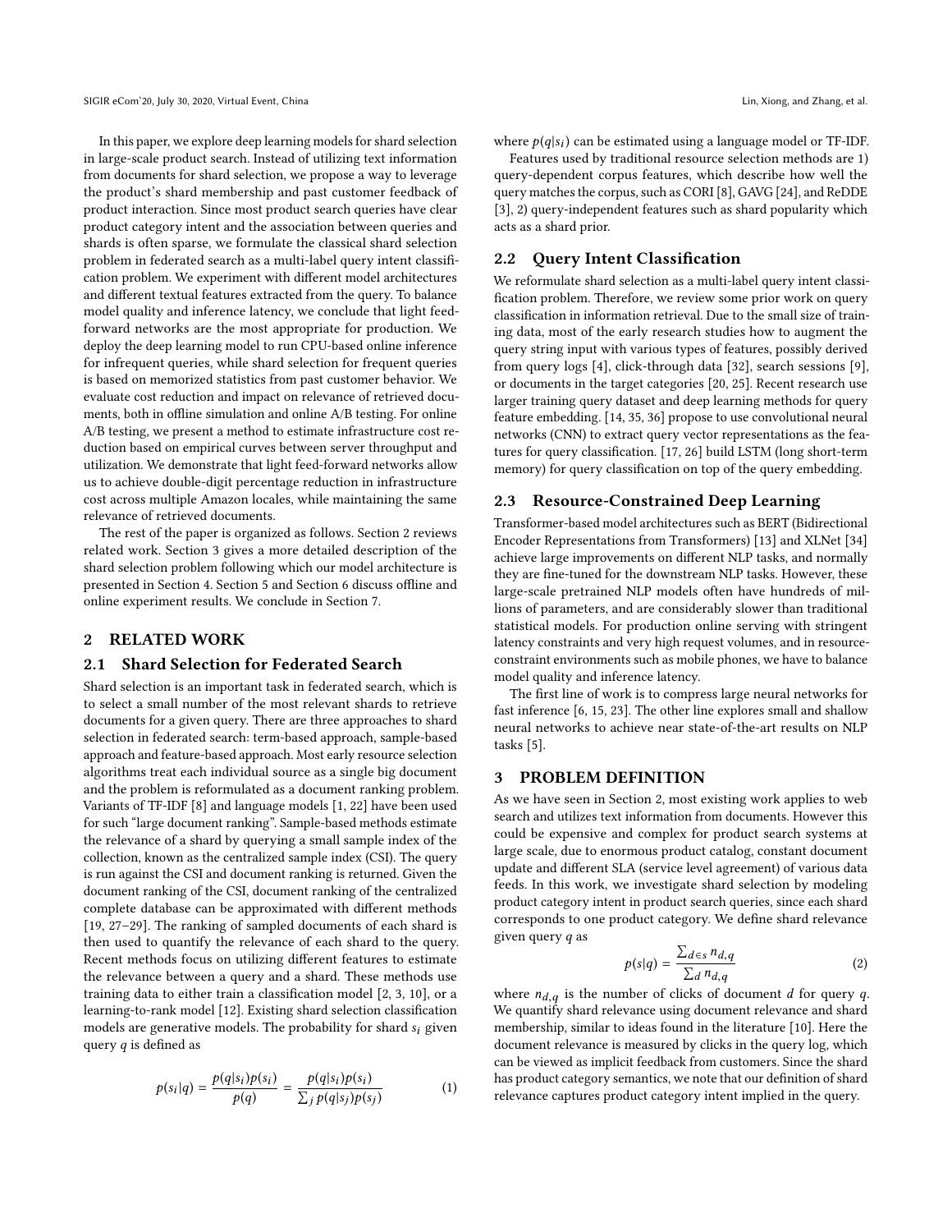In this paper, we explore deep learning models for shard selection in large-scale product search. Instead of utilizing text information from documents for shard selection, we propose a way to leverage the product's shard membership and past customer feedback of product interaction. Since most product search queries have clear product category intent and the association between queries and shards is often sparse, we formulate the classical shard selection problem in federated search as a multi-label query intent classification problem. We experiment with different model architectures and different textual features extracted from the query. To balance model quality and inference latency, we conclude that light feed-forward networks are the most appropriate for production. We deploy the deep learning model to run CPU-based online inference for infrequent queries, while shard selection for frequent queries is based on memorized statistics from past customer behavior. We evaluate cost reduction and impact on relevance of retrieved documents, both in offline simulation and online A/B testing. For online A/B testing, we present a method to estimate infrastructure cost reduction based on empirical curves between server throughput and utilization. We demonstrate that light feed-forward networks allow us to achieve double-digit percentage reduction in infrastructure cost across multiple Amazon locales, while maintaining the same relevance of retrieved documents.

The rest of the paper is organized as follows. Section 2 reviews related work. Section 3 gives a more detailed description of the shard selection problem following which our model architecture is presented in Section 4. Section 5 and Section 6 discuss offline and online experiment results. We conclude in Section 7.

## 2 RELATED WORK

### 2.1 Shard Selection for Federated Search

Shard selection is an important task in federated search, which is to select a small number of the most relevant shards to retrieve documents for a given query. There are three approaches to shard selection in federated search: term-based approach, sample-based approach and feature-based approach. Most early resource selection algorithms treat each individual source as a single big document and the problem is reformulated as a document ranking problem. Variants of TF-IDF [8] and language models [1, 22] have been used for such "large document ranking". Sample-based methods estimate the relevance of a shard by querying a small sample index of the collection, known as the centralized sample index (CSI). The query is run against the CSI and document ranking is returned. Given the document ranking of the CSI, document ranking of the centralized complete database can be approximated with different methods [19, 27–29]. The ranking of sampled documents of each shard is then used to quantify the relevance of each shard to the query. Recent methods focus on utilizing different features to estimate the relevance between a query and a shard. These methods use training data to either train a classification model [2, 3, 10], or a learning-to-rank model [12]. Existing shard selection classification models are generative models. The probability for shard $s_i$ given query $q$ is defined as

$$p(s_i|q) = \frac{p(q|s_i)p(s_i)}{p(q)} = \frac{p(q|s_i)p(s_i)}{\sum_j p(q|s_j)p(s_j)} \tag{1}$$

where $p(q|s_i)$ can be estimated using a language model or TF-IDF.

Features used by traditional resource selection methods are 1) query-dependent corpus features, which describe how well the query matches the corpus, such as CORI [8], GAVG [24], and ReDDE [3], 2) query-independent features such as shard popularity which acts as a shard prior.

### 2.2 Query Intent Classification

We reformulate shard selection as a multi-label query intent classification problem. Therefore, we review some prior work on query classification in information retrieval. Due to the small size of training data, most of the early research studies how to augment the query string input with various types of features, possibly derived from query logs [4], click-through data [32], search sessions [9], or documents in the target categories [20, 25]. Recent research use larger training query dataset and deep learning methods for query feature embedding. [14, 35, 36] propose to use convolutional neural networks (CNN) to extract query vector representations as the features for query classification. [17, 26] build LSTM (long short-term memory) for query classification on top of the query embedding.

### 2.3 Resource-Constrained Deep Learning

Transformer-based model architectures such as BERT (Bidirectional Encoder Representations from Transformers) [13] and XLNet [34] achieve large improvements on different NLP tasks, and normally they are fine-tuned for the downstream NLP tasks. However, these large-scale pretrained NLP models often have hundreds of millions of parameters, and are considerably slower than traditional statistical models. For production online serving with stringent latency constraints and very high request volumes, and in resource-constraint environments such as mobile phones, we have to balance model quality and inference latency.

The first line of work is to compress large neural networks for fast inference [6, 15, 23]. The other line explores small and shallow neural networks to achieve near state-of-the-art results on NLP tasks [5].

## 3 PROBLEM DEFINITION

As we have seen in Section 2, most existing work applies to web search and utilizes text information from documents. However this could be expensive and complex for product search systems at large scale, due to enormous product catalog, constant document update and different SLA (service level agreement) of various data feeds. In this work, we investigate shard selection by modeling product category intent in product search queries, since each shard corresponds to one product category. We define shard relevance given query $q$ as

$$p(s|q) = \frac{\sum_{d \in s} n_{d,q}}{\sum_d n_{d,q}} \tag{2}$$

where $n_{d,q}$ is the number of clicks of document $d$ for query $q$. We quantify shard relevance using document relevance and shard membership, similar to ideas found in the literature [10]. Here the document relevance is measured by clicks in the query log, which can be viewed as implicit feedback from customers. Since the shard has product category semantics, we note that our definition of shard relevance captures product category intent implied in the query.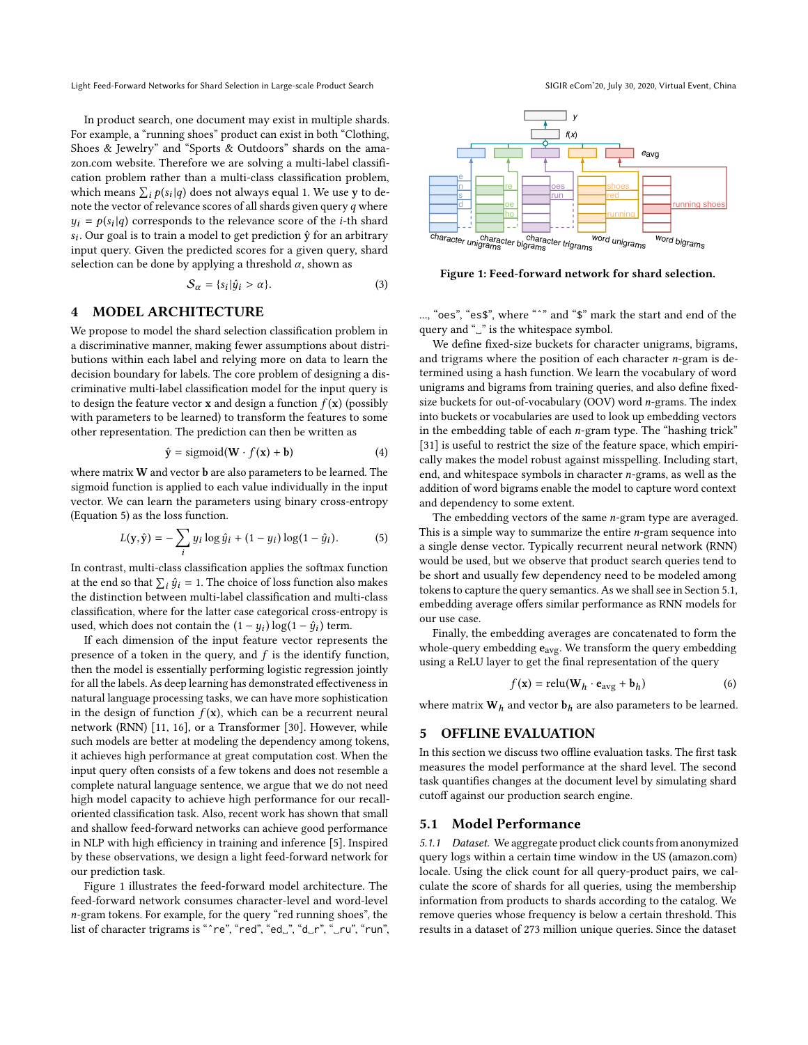In product search, one document may exist in multiple shards. For example, a "running shoes" product can exist in both "Clothing, Shoes & Jewelry" and "Sports & Outdoors" shards on the amazon.com website. Therefore we are solving a multi-label classification problem rather than a multi-class classification problem, which means $\sum_i p(s_i|q)$ does not always equal 1. We use $\mathbf{y}$ to denote the vector of relevance scores of all shards given query $q$ where $y_i = p(s_i|q)$ corresponds to the relevance score of the $i$-th shard $s_i$. Our goal is to train a model to get prediction $\hat{\mathbf{y}}$ for an arbitrary input query. Given the predicted scores for a given query, shard selection can be done by applying a threshold $\alpha$, shown as

$$\mathcal{S}_\alpha = \{s_i | \hat{y}_i > \alpha\}. \tag{3}$$

## 4 MODEL ARCHITECTURE

We propose to model the shard selection classification problem in a discriminative manner, making fewer assumptions about distributions within each label and relying more on data to learn the decision boundary for labels. The core problem of designing a discriminative multi-label classification model for the input query is to design the feature vector $\mathbf{x}$ and design a function $f(\mathbf{x})$ (possibly with parameters to be learned) to transform the features to some other representation. The prediction can then be written as

$$\hat{\mathbf{y}} = \text{sigmoid}(\mathbf{W} \cdot f(\mathbf{x}) + \mathbf{b}) \tag{4}$$

where matrix $\mathbf{W}$ and vector $\mathbf{b}$ are also parameters to be learned. The sigmoid function is applied to each value individually in the input vector. We can learn the parameters using binary cross-entropy (Equation 5) as the loss function.

$$L(\mathbf{y}, \hat{\mathbf{y}}) = -\sum_i y_i \log \hat{y}_i + (1 - y_i) \log(1 - \hat{y}_i). \tag{5}$$

In contrast, multi-class classification applies the softmax function at the end so that $\sum_i \hat{y}_i = 1$. The choice of loss function also makes the distinction between multi-label classification and multi-class classification, where for the latter case categorical cross-entropy is used, which does not contain the $(1 - y_i) \log(1 - \hat{y}_i)$ term.

If each dimension of the input feature vector represents the presence of a token in the query, and $f$ is the identify function, then the model is essentially performing logistic regression jointly for all the labels. As deep learning has demonstrated effectiveness in natural language processing tasks, we can have more sophistication in the design of function $f(\mathbf{x})$, which can be a recurrent neural network (RNN) [11, 16], or a Transformer [30]. However, while such models are better at modeling the dependency among tokens, it achieves high performance at great computation cost. When the input query often consists of a few tokens and does not resemble a complete natural language sentence, we argue that we do not need high model capacity to achieve high performance for our recall-oriented classification task. Also, recent work has shown that small and shallow feed-forward networks can achieve good performance in NLP with high efficiency in training and inference [5]. Inspired by these observations, we design a light feed-forward network for our prediction task.

Figure 1 illustrates the feed-forward model architecture. The feed-forward network consumes character-level and word-level $n$-gram tokens. For example, for the query "red running shoes", the list of character trigrams is "^re", "red", "ed␣", "d␣r", "␣ru", "run", ..., "oes", "es$", where "^" and "$" mark the start and end of the query and "␣" is the whitespace symbol.

Figure 1: Feed-forward network for shard selection.

We define fixed-size buckets for character unigrams, bigrams, and trigrams where the position of each character $n$-gram is determined using a hash function. We learn the vocabulary of word unigrams and bigrams from training queries, and also define fixed-size buckets for out-of-vocabulary (OOV) word $n$-grams. The index into buckets or vocabularies are used to look up embedding vectors in the embedding table of each $n$-gram type. The "hashing trick" [31] is useful to restrict the size of the feature space, which empirically makes the model robust against misspelling. Including start, end, and whitespace symbols in character $n$-grams, as well as the addition of word bigrams enable the model to capture word context and dependency to some extent.

The embedding vectors of the same $n$-gram type are averaged. This is a simple way to summarize the entire $n$-gram sequence into a single dense vector. Typically recurrent neural network (RNN) would be used, but we observe that product search queries tend to be short and usually few dependency need to be modeled among tokens to capture the query semantics. As we shall see in Section 5.1, embedding average offers similar performance as RNN models for our use case.

Finally, the embedding averages are concatenated to form the whole-query embedding $\mathbf{e}_{\text{avg}}$. We transform the query embedding using a ReLU layer to get the final representation of the query

$$f(\mathbf{x}) = \text{relu}(\mathbf{W}_h \cdot \mathbf{e}_{\text{avg}} + \mathbf{b}_h) \tag{6}$$

where matrix $\mathbf{W}_h$ and vector $\mathbf{b}_h$ are also parameters to be learned.

## 5 OFFLINE EVALUATION

In this section we discuss two offline evaluation tasks. The first task measures the model performance at the shard level. The second task quantifies changes at the document level by simulating shard cutoff against our production search engine.

### 5.1 Model Performance

*5.1.1 Dataset.* We aggregate product click counts from anonymized query logs within a certain time window in the US (amazon.com) locale. Using the click count for all query-product pairs, we calculate the score of shards for all queries, using the membership information from products to shards according to the catalog. We remove queries whose frequency is below a certain threshold. This results in a dataset of 273 million unique queries. Since the dataset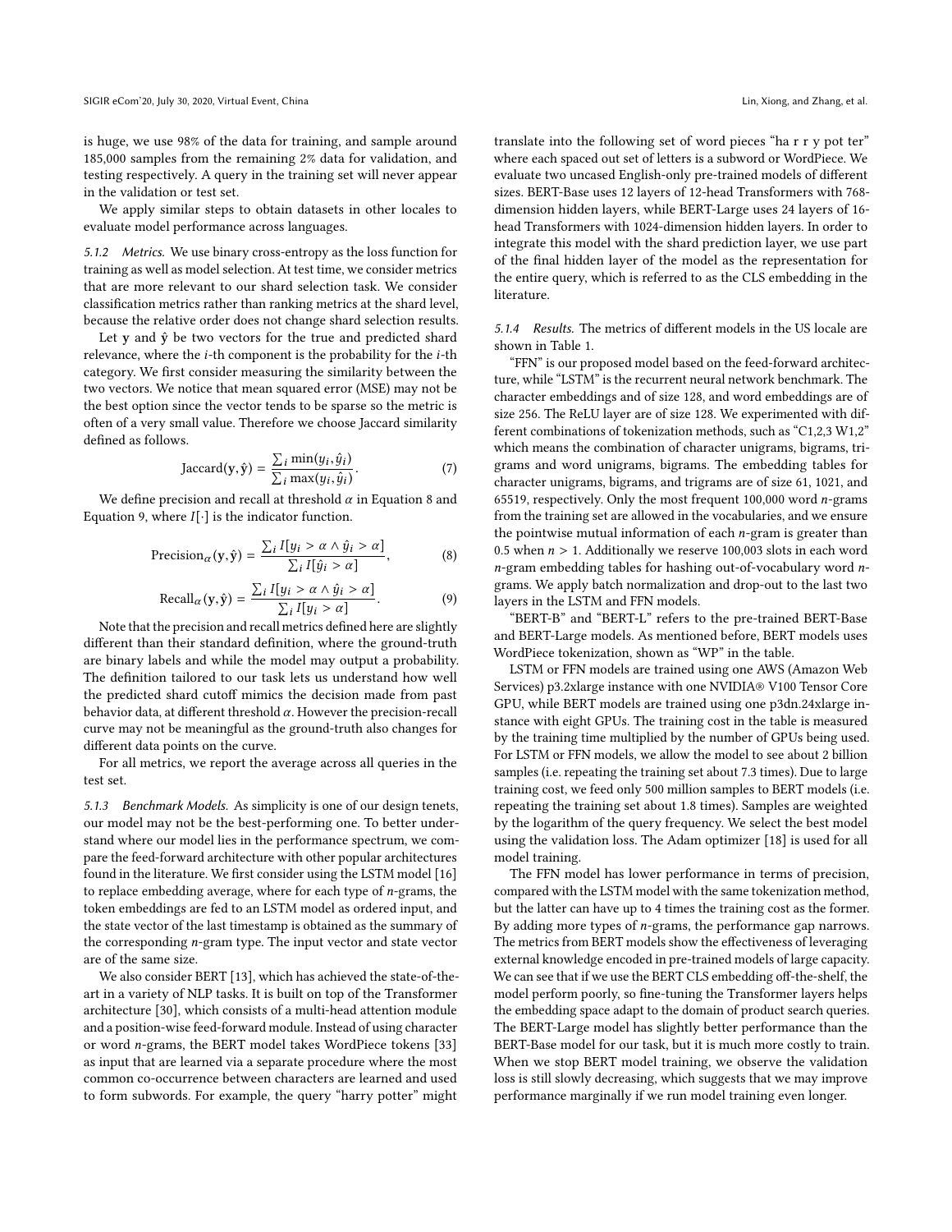is huge, we use 98% of the data for training, and sample around 185,000 samples from the remaining 2% data for validation, and testing respectively. A query in the training set will never appear in the validation or test set.

We apply similar steps to obtain datasets in other locales to evaluate model performance across languages.

#### 5.1.2 Metrics.

We use binary cross-entropy as the loss function for training as well as model selection. At test time, we consider metrics that are more relevant to our shard selection task. We consider classification metrics rather than ranking metrics at the shard level, because the relative order does not change shard selection results.

Let $\mathbf{y}$ and $\hat{\mathbf{y}}$ be two vectors for the true and predicted shard relevance, where the $i$-th component is the probability for the $i$-th category. We first consider measuring the similarity between the two vectors. We notice that mean squared error (MSE) may not be the best option since the vector tends to be sparse so the metric is often of a very small value. Therefore we choose Jaccard similarity defined as follows.

$$\text{Jaccard}(\mathbf{y}, \hat{\mathbf{y}}) = \frac{\sum_i \min(y_i, \hat{y}_i)}{\sum_i \max(y_i, \hat{y}_i)}. \tag{7}$$

We define precision and recall at threshold $\alpha$ in Equation 8 and Equation 9, where $I[\cdot]$ is the indicator function.

$$\text{Precision}_\alpha(\mathbf{y}, \hat{\mathbf{y}}) = \frac{\sum_i I[y_i > \alpha \wedge \hat{y}_i > \alpha]}{\sum_i I[\hat{y}_i > \alpha]}, \tag{8}$$

$$\text{Recall}_\alpha(\mathbf{y}, \hat{\mathbf{y}}) = \frac{\sum_i I[y_i > \alpha \wedge \hat{y}_i > \alpha]}{\sum_i I[y_i > \alpha]}. \tag{9}$$

Note that the precision and recall metrics defined here are slightly different than their standard definition, where the ground-truth are binary labels and while the model may output a probability. The definition tailored to our task lets us understand how well the predicted shard cutoff mimics the decision made from past behavior data, at different threshold $\alpha$. However the precision-recall curve may not be meaningful as the ground-truth also changes for different data points on the curve.

For all metrics, we report the average across all queries in the test set.

#### 5.1.3 Benchmark Models.

As simplicity is one of our design tenets, our model may not be the best-performing one. To better understand where our model lies in the performance spectrum, we compare the feed-forward architecture with other popular architectures found in the literature. We first consider using the LSTM model [16] to replace embedding average, where for each type of $n$-grams, the token embeddings are fed to an LSTM model as ordered input, and the state vector of the last timestamp is obtained as the summary of the corresponding $n$-gram type. The input vector and state vector are of the same size.

We also consider BERT [13], which has achieved the state-of-the-art in a variety of NLP tasks. It is built on top of the Transformer architecture [30], which consists of a multi-head attention module and a position-wise feed-forward module. Instead of using character or word $n$-grams, the BERT model takes WordPiece tokens [33] as input that are learned via a separate procedure where the most common co-occurrence between characters are learned and used to form subwords. For example, the query "harry potter" might translate into the following set of word pieces "ha r r y pot ter" where each spaced out set of letters is a subword or WordPiece. We evaluate two uncased English-only pre-trained models of different sizes. BERT-Base uses 12 layers of 12-head Transformers with 768-dimension hidden layers, while BERT-Large uses 24 layers of 16-head Transformers with 1024-dimension hidden layers. In order to integrate this model with the shard prediction layer, we use part of the final hidden layer of the model as the representation for the entire query, which is referred to as the CLS embedding in the literature.

#### 5.1.4 Results.

The metrics of different models in the US locale are shown in Table 1.

"FFN" is our proposed model based on the feed-forward architecture, while "LSTM" is the recurrent neural network benchmark. The character embeddings and of size 128, and word embeddings are of size 256. The ReLU layer are of size 128. We experimented with different combinations of tokenization methods, such as "C1,2,3 W1,2" which means the combination of character unigrams, bigrams, trigrams and word unigrams, bigrams. The embedding tables for character unigrams, bigrams, and trigrams are of size 61, 1021, and 65519, respectively. Only the most frequent 100,000 word $n$-grams from the training set are allowed in the vocabularies, and we ensure the pointwise mutual information of each $n$-gram is greater than 0.5 when $n > 1$. Additionally we reserve 100,003 slots in each word $n$-gram embedding tables for hashing out-of-vocabulary word $n$-grams. We apply batch normalization and drop-out to the last two layers in the LSTM and FFN models.

"BERT-B" and "BERT-L" refers to the pre-trained BERT-Base and BERT-Large models. As mentioned before, BERT models uses WordPiece tokenization, shown as "WP" in the table.

LSTM or FFN models are trained using one AWS (Amazon Web Services) p3.2xlarge instance with one NVIDIA® V100 Tensor Core GPU, while BERT models are trained using one p3dn.24xlarge instance with eight GPUs. The training cost in the table is measured by the training time multiplied by the number of GPUs being used. For LSTM or FFN models, we allow the model to see about 2 billion samples (i.e. repeating the training set about 7.3 times). Due to large training cost, we feed only 500 million samples to BERT models (i.e. repeating the training set about 1.8 times). Samples are weighted by the logarithm of the query frequency. We select the best model using the validation loss. The Adam optimizer [18] is used for all model training.

The FFN model has lower performance in terms of precision, compared with the LSTM model with the same tokenization method, but the latter can have up to 4 times the training cost as the former. By adding more types of $n$-grams, the performance gap narrows. The metrics from BERT models show the effectiveness of leveraging external knowledge encoded in pre-trained models of large capacity. We can see that if we use the BERT CLS embedding off-the-shelf, the model perform poorly, so fine-tuning the Transformer layers helps the embedding space adapt to the domain of product search queries. The BERT-Large model has slightly better performance than the BERT-Base model for our task, but it is much more costly to train. When we stop BERT model training, we observe the validation loss is still slowly decreasing, which suggests that we may improve performance marginally if we run model training even longer.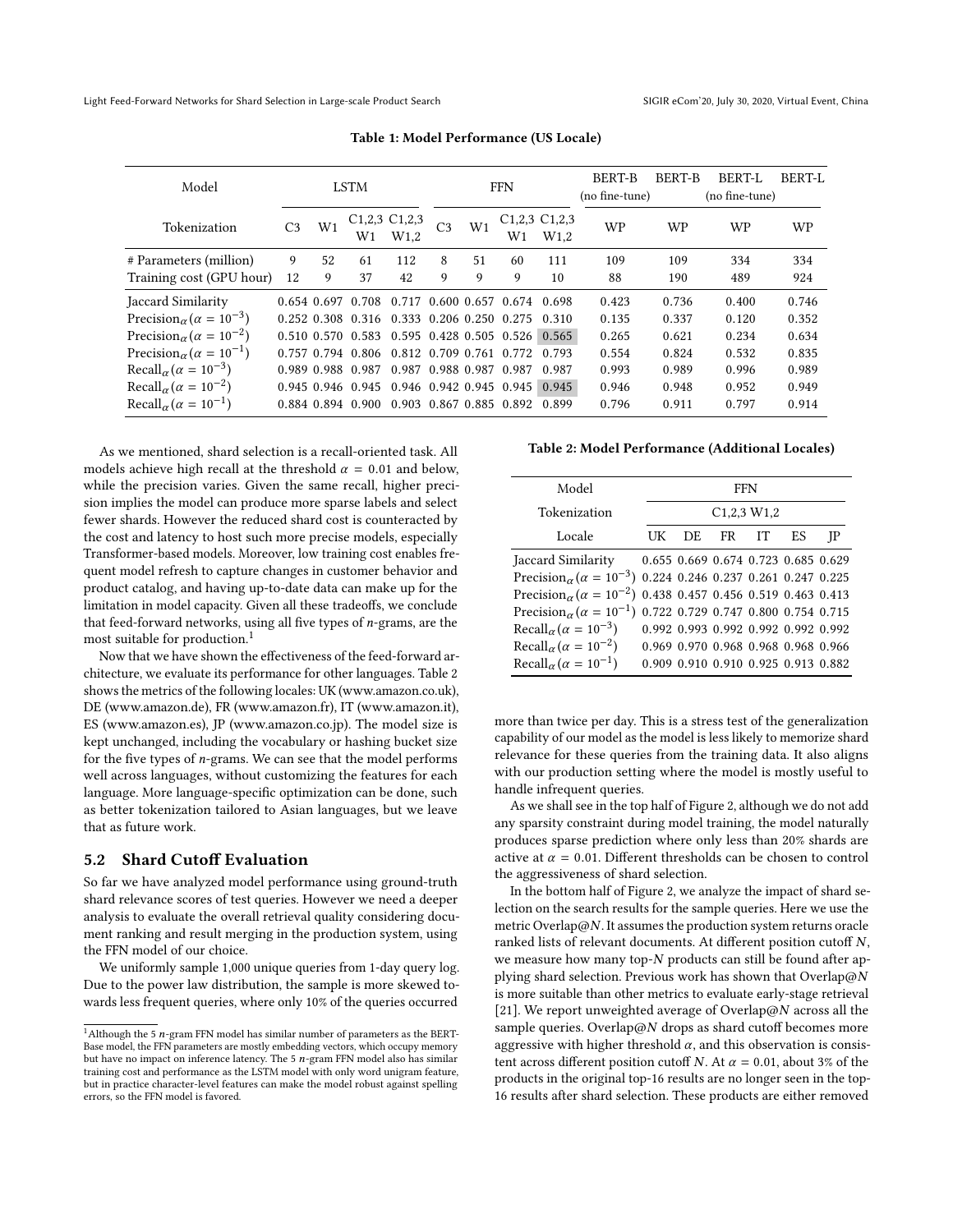**Table 1: Model Performance (US Locale)**

| Model | LSTM | | | | FFN | | | | BERT-B (no fine-tune) | BERT-B | BERT-L (no fine-tune) | BERT-L |
|---|---|---|---|---|---|---|---|---|---|---|---|---|
| Tokenization | C3 | W1 | C1,2,3 W1 | C1,2,3 W1,2 | C3 | W1 | C1,2,3 W1 | C1,2,3 W1,2 | WP | WP | WP | WP |
| # Parameters (million) | 9 | 52 | 61 | 112 | 8 | 51 | 60 | 111 | 109 | 109 | 334 | 334 |
| Training cost (GPU hour) | 12 | 9 | 37 | 42 | 9 | 9 | 9 | 10 | 88 | 190 | 489 | 924 |
| Jaccard Similarity | 0.654 | 0.697 | 0.708 | 0.717 | 0.600 | 0.657 | 0.674 | 0.698 | 0.423 | 0.736 | 0.400 | 0.746 |
| Precision$_\alpha(\alpha = 10^{-3})$ | 0.252 | 0.308 | 0.316 | 0.333 | 0.206 | 0.250 | 0.275 | 0.310 | 0.135 | 0.337 | 0.120 | 0.352 |
| Precision$_\alpha(\alpha = 10^{-2})$ | 0.510 | 0.570 | 0.583 | 0.595 | 0.428 | 0.505 | 0.526 | 0.565 | 0.265 | 0.621 | 0.234 | 0.634 |
| Precision$_\alpha(\alpha = 10^{-1})$ | 0.757 | 0.794 | 0.806 | 0.812 | 0.709 | 0.761 | 0.772 | 0.793 | 0.554 | 0.824 | 0.532 | 0.835 |
| Recall$_\alpha(\alpha = 10^{-3})$ | 0.989 | 0.988 | 0.987 | 0.987 | 0.988 | 0.987 | 0.987 | 0.987 | 0.993 | 0.989 | 0.996 | 0.989 |
| Recall$_\alpha(\alpha = 10^{-2})$ | 0.945 | 0.946 | 0.945 | 0.946 | 0.942 | 0.945 | 0.945 | 0.945 | 0.946 | 0.948 | 0.952 | 0.949 |
| Recall$_\alpha(\alpha = 10^{-1})$ | 0.884 | 0.894 | 0.900 | 0.903 | 0.867 | 0.885 | 0.892 | 0.899 | 0.796 | 0.911 | 0.797 | 0.914 |

As we mentioned, shard selection is a recall-oriented task. All models achieve high recall at the threshold $\alpha = 0.01$ and below, while the precision varies. Given the same recall, higher precision implies the model can produce more sparse labels and select fewer shards. However the reduced shard cost is counteracted by the cost and latency to host such more precise models, especially Transformer-based models. Moreover, low training cost enables frequent model refresh to capture changes in customer behavior and product catalog, and having up-to-date data can make up for the limitation in model capacity. Given all these tradeoffs, we conclude that feed-forward networks, using all five types of *n*-grams, are the most suitable for production.[1]

Now that we have shown the effectiveness of the feed-forward architecture, we evaluate its performance for other languages. Table 2 shows the metrics of the following locales: UK (www.amazon.co.uk), DE (www.amazon.de), FR (www.amazon.fr), IT (www.amazon.it), ES (www.amazon.es), JP (www.amazon.co.jp). The model size is kept unchanged, including the vocabulary or hashing bucket size for the five types of *n*-grams. We can see that the model performs well across languages, without customizing the features for each language. More language-specific optimization can be done, such as better tokenization tailored to Asian languages, but we leave that as future work.

## 5.2 Shard Cutoff Evaluation

So far we have analyzed model performance using ground-truth shard relevance scores of test queries. However we need a deeper analysis to evaluate the overall retrieval quality considering document ranking and result merging in the production system, using the FFN model of our choice.

We uniformly sample 1,000 unique queries from 1-day query log. Due to the power law distribution, the sample is more skewed towards less frequent queries, where only 10% of the queries occurred more than twice per day. This is a stress test of the generalization capability of our model as the model is less likely to memorize shard relevance for these queries from the training data. It also aligns with our production setting where the model is mostly useful to handle infrequent queries.

**Table 2: Model Performance (Additional Locales)**

| Model | FFN | | | | | |
|---|---|---|---|---|---|---|
| Tokenization | C1,2,3 W1,2 | | | | | |
| Locale | UK | DE | FR | IT | ES | JP |
| Jaccard Similarity | 0.655 | 0.669 | 0.674 | 0.723 | 0.685 | 0.629 |
| Precision$_\alpha(\alpha = 10^{-3})$ | 0.224 | 0.246 | 0.237 | 0.261 | 0.247 | 0.225 |
| Precision$_\alpha(\alpha = 10^{-2})$ | 0.438 | 0.457 | 0.456 | 0.519 | 0.463 | 0.413 |
| Precision$_\alpha(\alpha = 10^{-1})$ | 0.722 | 0.729 | 0.747 | 0.800 | 0.754 | 0.715 |
| Recall$_\alpha(\alpha = 10^{-3})$ | 0.992 | 0.993 | 0.992 | 0.992 | 0.992 | 0.992 |
| Recall$_\alpha(\alpha = 10^{-2})$ | 0.969 | 0.970 | 0.968 | 0.968 | 0.968 | 0.966 |
| Recall$_\alpha(\alpha = 10^{-1})$ | 0.909 | 0.910 | 0.910 | 0.925 | 0.913 | 0.882 |

As we shall see in the top half of Figure 2, although we do not add any sparsity constraint during model training, the model naturally produces sparse prediction where only less than 20% shards are active at $\alpha = 0.01$. Different thresholds can be chosen to control the aggressiveness of shard selection.

In the bottom half of Figure 2, we analyze the impact of shard selection on the search results for the sample queries. Here we use the metric Overlap@$N$. It assumes the production system returns oracle ranked lists of relevant documents. At different position cutoff $N$, we measure how many top-$N$ products can still be found after applying shard selection. Previous work has shown that Overlap@$N$ is more suitable than other metrics to evaluate early-stage retrieval [21]. We report unweighted average of Overlap@$N$ across all the sample queries. Overlap@$N$ drops as shard cutoff becomes more aggressive with higher threshold $\alpha$, and this observation is consistent across different position cutoff $N$. At $\alpha = 0.01$, about 3% of the products in the original top-16 results are no longer seen in the top-16 results after shard selection. These products are either removed

[1] Although the 5 *n*-gram FFN model has similar number of parameters as the BERT-Base model, the FFN parameters are mostly embedding vectors, which occupy memory but have no impact on inference latency. The 5 *n*-gram FFN model also has similar training cost and performance as the LSTM model with only word unigram feature, but in practice character-level features can make the model robust against spelling errors, so the FFN model is favored.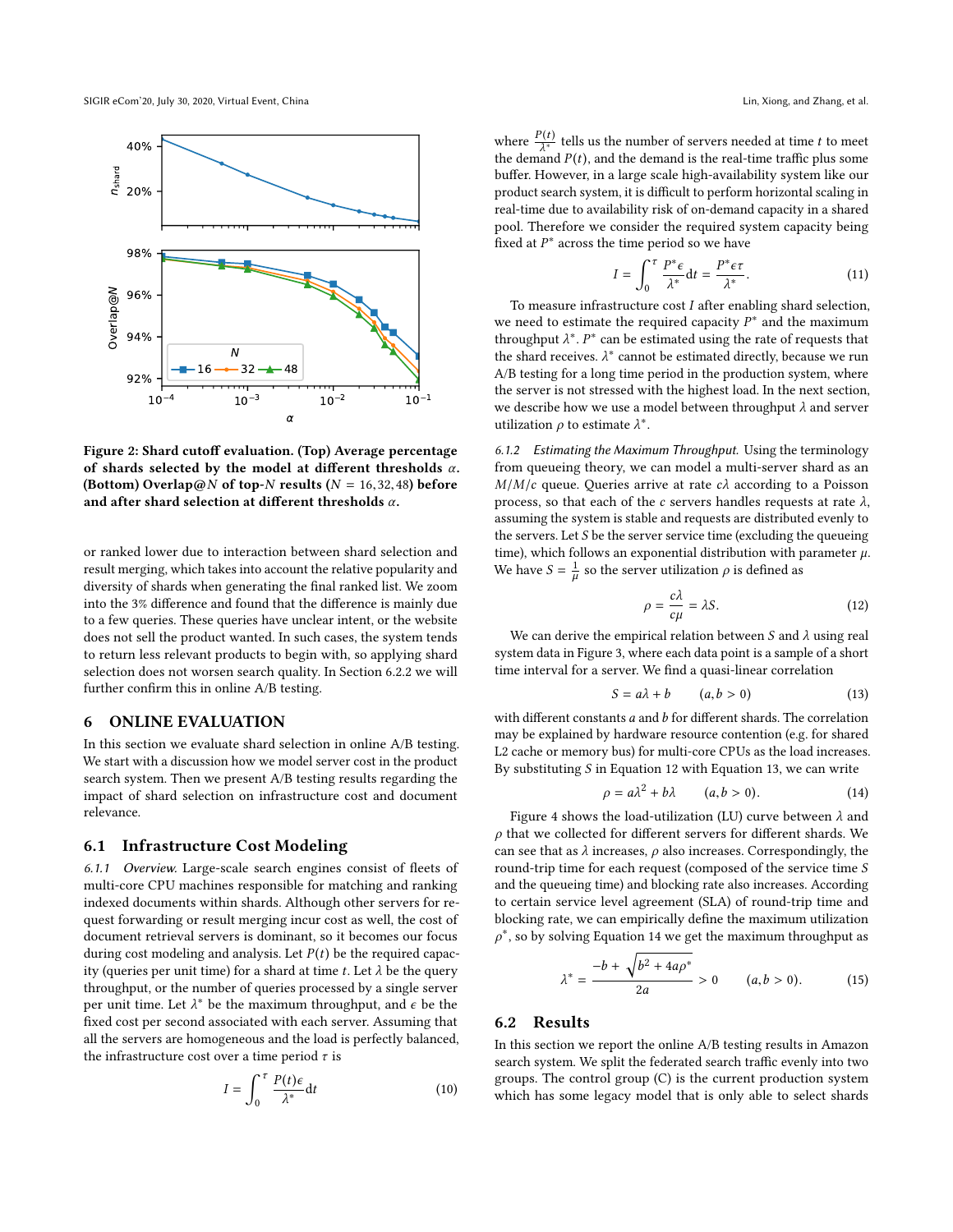40%

20%

$n_{\text{shard}}$

98%

96%

94%

92%

Overlap@N

N

16 32 48

$10^{-4}$ $10^{-3}$ $10^{-2}$ $10^{-1}$

$\alpha$

**Figure 2: Shard cutoff evaluation. (Top) Average percentage of shards selected by the model at different thresholds $\alpha$. (Bottom) Overlap@$N$ of top-$N$ results ($N = 16, 32, 48$) before and after shard selection at different thresholds $\alpha$.**

or ranked lower due to interaction between shard selection and result merging, which takes into account the relative popularity and diversity of shards when generating the final ranked list. We zoom into the 3% difference and found that the difference is mainly due to a few queries. These queries have unclear intent, or the website does not sell the product wanted. In such cases, the system tends to return less relevant products to begin with, so applying shard selection does not worsen search quality. In Section 6.2.2 we will further confirm this in online A/B testing.

## 6 ONLINE EVALUATION

In this section we evaluate shard selection in online A/B testing. We start with a discussion how we model server cost in the product search system. Then we present A/B testing results regarding the impact of shard selection on infrastructure cost and document relevance.

### 6.1 Infrastructure Cost Modeling

*6.1.1 Overview.* Large-scale search engines consist of fleets of multi-core CPU machines responsible for matching and ranking indexed documents within shards. Although other servers for request forwarding or result merging incur cost as well, the cost of document retrieval servers is dominant, so it becomes our focus during cost modeling and analysis. Let $P(t)$ be the required capacity (queries per unit time) for a shard at time $t$. Let $\lambda$ be the query throughput, or the number of queries processed by a single server per unit time. Let $\lambda^*$ be the maximum throughput, and $\epsilon$ be the fixed cost per second associated with each server. Assuming that all the servers are homogeneous and the load is perfectly balanced, the infrastructure cost over a time period $\tau$ is

$$I = \int_0^\tau \frac{P(t)\epsilon}{\lambda^*} \mathrm{d}t \tag{10}$$

where $\frac{P(t)}{\lambda^*}$ tells us the number of servers needed at time $t$ to meet the demand $P(t)$, and the demand is the real-time traffic plus some buffer. However, in a large scale high-availability system like our product search system, it is difficult to perform horizontal scaling in real-time due to availability risk of on-demand capacity in a shared pool. Therefore we consider the required system capacity being fixed at $P^*$ across the time period so we have

$$I = \int_0^\tau \frac{P^*\epsilon}{\lambda^*} \mathrm{d}t = \frac{P^*\epsilon\tau}{\lambda^*}. \tag{11}$$

To measure infrastructure cost $I$ after enabling shard selection, we need to estimate the required capacity $P^*$ and the maximum throughput $\lambda^*$. $P^*$ can be estimated using the rate of requests that the shard receives. $\lambda^*$ cannot be estimated directly, because we run A/B testing for a long time period in the production system, where the server is not stressed with the highest load. In the next section, we describe how we use a model between throughput $\lambda$ and server utilization $\rho$ to estimate $\lambda^*$.

*6.1.2 Estimating the Maximum Throughput.* Using the terminology from queueing theory, we can model a multi-server shard as an $M/M/c$ queue. Queries arrive at rate $c\lambda$ according to a Poisson process, so that each of the $c$ servers handles requests at rate $\lambda$, assuming the system is stable and requests are distributed evenly to the servers. Let $S$ be the server service time (excluding the queueing time), which follows an exponential distribution with parameter $\mu$. We have $S = \frac{1}{\mu}$ so the server utilization $\rho$ is defined as

$$\rho = \frac{c\lambda}{c\mu} = \lambda S. \tag{12}$$

We can derive the empirical relation between $S$ and $\lambda$ using real system data in Figure 3, where each data point is a sample of a short time interval for a server. We find a quasi-linear correlation

$$S = a\lambda + b \qquad (a, b > 0) \tag{13}$$

with different constants $a$ and $b$ for different shards. The correlation may be explained by hardware resource contention (e.g. for shared L2 cache or memory bus) for multi-core CPUs as the load increases. By substituting $S$ in Equation 12 with Equation 13, we can write

$$\rho = a\lambda^2 + b\lambda \qquad (a, b > 0). \tag{14}$$

Figure 4 shows the load-utilization (LU) curve between $\lambda$ and $\rho$ that we collected for different servers for different shards. We can see that as $\lambda$ increases, $\rho$ also increases. Correspondingly, the round-trip time for each request (composed of the service time $S$ and the queueing time) and blocking rate also increases. According to certain service level agreement (SLA) of round-trip time and blocking rate, we can empirically define the maximum utilization $\rho^*$, so by solving Equation 14 we get the maximum throughput as

$$\lambda^* = \frac{-b + \sqrt{b^2 + 4a\rho^*}}{2a} > 0 \qquad (a, b > 0). \tag{15}$$

### 6.2 Results

In this section we report the online A/B testing results in Amazon search system. We split the federated search traffic evenly into two groups. The control group (C) is the current production system which has some legacy model that is only able to select shards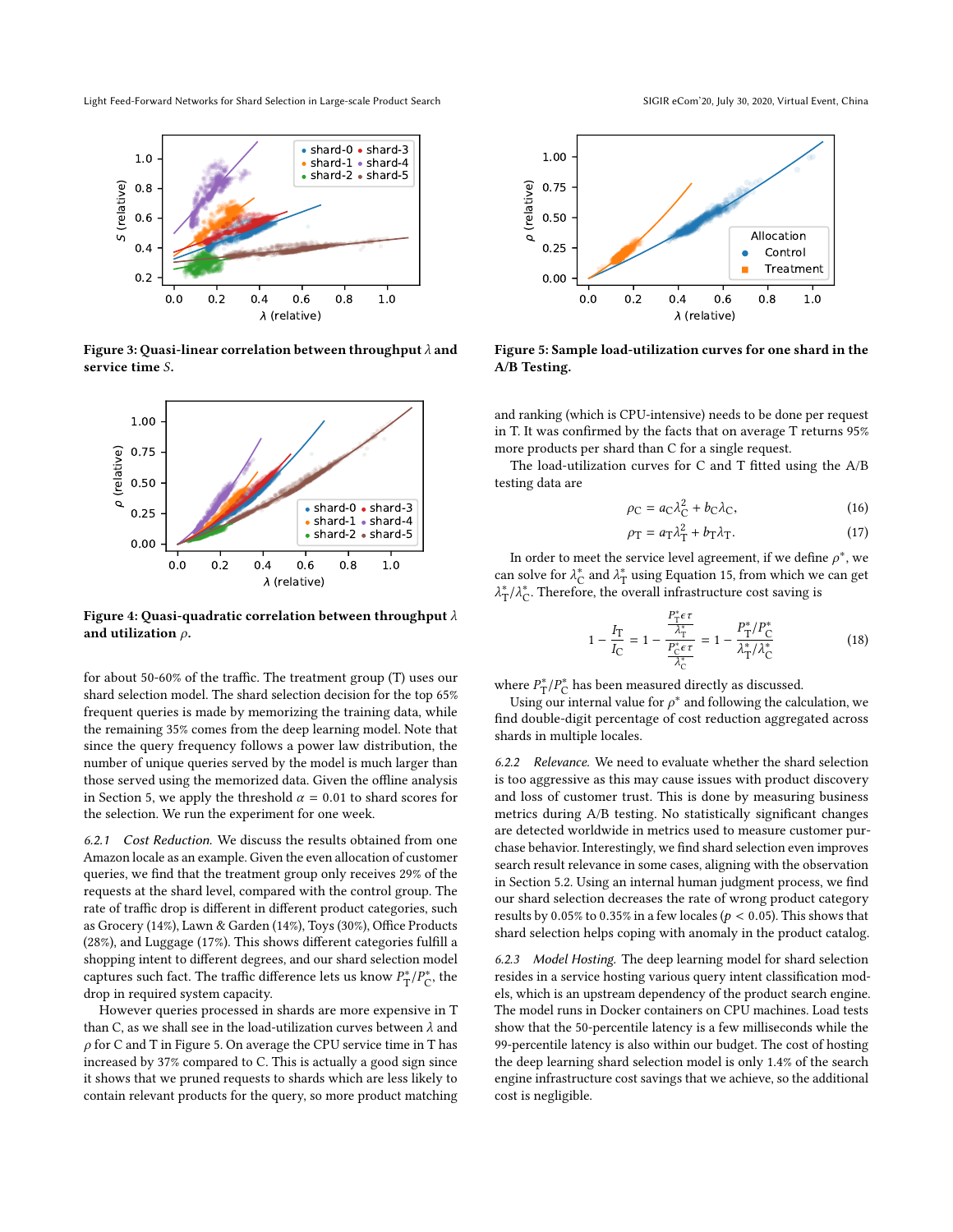S (relative)
1.0
0.8
0.6
0.4
0.2
0.0 0.2 0.4 0.6 0.8 1.0
λ (relative)
shard-0 shard-1 shard-2 shard-3 shard-4 shard-5

**Figure 3: Quasi-linear correlation between throughput $\lambda$ and service time $S$.**

ρ (relative)
1.00
0.75
0.50
0.25
0.00
0.0 0.2 0.4 0.6 0.8 1.0
λ (relative)
shard-0 shard-1 shard-2 shard-3 shard-4 shard-5

**Figure 4: Quasi-quadratic correlation between throughput $\lambda$ and utilization $\rho$.**

for about 50-60% of the traffic. The treatment group (T) uses our shard selection model. The shard selection decision for the top 65% frequent queries is made by memorizing the training data, while the remaining 35% comes from the deep learning model. Note that since the query frequency follows a power law distribution, the number of unique queries served by the model is much larger than those served using the memorized data. Given the offline analysis in Section 5, we apply the threshold $\alpha = 0.01$ to shard scores for the selection. We run the experiment for one week.

*6.2.1 Cost Reduction.* We discuss the results obtained from one Amazon locale as an example. Given the even allocation of customer queries, we find that the treatment group only receives 29% of the requests at the shard level, compared with the control group. The rate of traffic drop is different in different product categories, such as Grocery (14%), Lawn & Garden (14%), Toys (30%), Office Products (28%), and Luggage (17%). This shows different categories fulfill a shopping intent to different degrees, and our shard selection model captures such fact. The traffic difference lets us know $P_{\mathrm{T}}^{*}/P_{\mathrm{C}}^{*}$, the drop in required system capacity.

However queries processed in shards are more expensive in T than C, as we shall see in the load-utilization curves between $\lambda$ and $\rho$ for C and T in Figure 5. On average the CPU service time in T has increased by 37% compared to C. This is actually a good sign since it shows that we pruned requests to shards which are less likely to contain relevant products for the query, so more product matching

ρ (relative)
1.00
0.75
0.50
0.25
0.00
0.0 0.2 0.4 0.6 0.8 1.0
λ (relative)
Allocation
Control
Treatment

**Figure 5: Sample load-utilization curves for one shard in the A/B Testing.**

and ranking (which is CPU-intensive) needs to be done per request in T. It was confirmed by the facts that on average T returns 95% more products per shard than C for a single request.

The load-utilization curves for C and T fitted using the A/B testing data are

$$\rho_{\mathrm{C}} = a_{\mathrm{C}}\lambda_{\mathrm{C}}^{2} + b_{\mathrm{C}}\lambda_{\mathrm{C}}, \tag{16}$$

$$\rho_{\mathrm{T}} = a_{\mathrm{T}}\lambda_{\mathrm{T}}^{2} + b_{\mathrm{T}}\lambda_{\mathrm{T}}. \tag{17}$$

In order to meet the service level agreement, if we define $\rho^{*}$, we can solve for $\lambda_{\mathrm{C}}^{*}$ and $\lambda_{\mathrm{T}}^{*}$ using Equation 15, from which we can get $\lambda_{\mathrm{T}}^{*}/\lambda_{\mathrm{C}}^{*}$. Therefore, the overall infrastructure cost saving is

$$1 - \frac{I_{\mathrm{T}}}{I_{\mathrm{C}}} = 1 - \frac{\frac{P_{\mathrm{T}}^{*}\epsilon\tau}{\lambda_{\mathrm{T}}^{*}}}{\frac{P_{\mathrm{C}}^{*}\epsilon\tau}{\lambda_{\mathrm{C}}^{*}}} = 1 - \frac{P_{\mathrm{T}}^{*}/P_{\mathrm{C}}^{*}}{\lambda_{\mathrm{T}}^{*}/\lambda_{\mathrm{C}}^{*}} \tag{18}$$

where $P_{\mathrm{T}}^{*}/P_{\mathrm{C}}^{*}$ has been measured directly as discussed.

Using our internal value for $\rho^{*}$ and following the calculation, we find double-digit percentage of cost reduction aggregated across shards in multiple locales.

*6.2.2 Relevance.* We need to evaluate whether the shard selection is too aggressive as this may cause issues with product discovery and loss of customer trust. This is done by measuring business metrics during A/B testing. No statistically significant changes are detected worldwide in metrics used to measure customer purchase behavior. Interestingly, we find shard selection even improves search result relevance in some cases, aligning with the observation in Section 5.2. Using an internal human judgment process, we find our shard selection decreases the rate of wrong product category results by 0.05% to 0.35% in a few locales ($p < 0.05$). This shows that shard selection helps coping with anomaly in the product catalog.

*6.2.3 Model Hosting.* The deep learning model for shard selection resides in a service hosting various query intent classification models, which is an upstream dependency of the product search engine. The model runs in Docker containers on CPU machines. Load tests show that the 50-percentile latency is a few milliseconds while the 99-percentile latency is also within our budget. The cost of hosting the deep learning shard selection model is only 1.4% of the search engine infrastructure cost savings that we achieve, so the additional cost is negligible.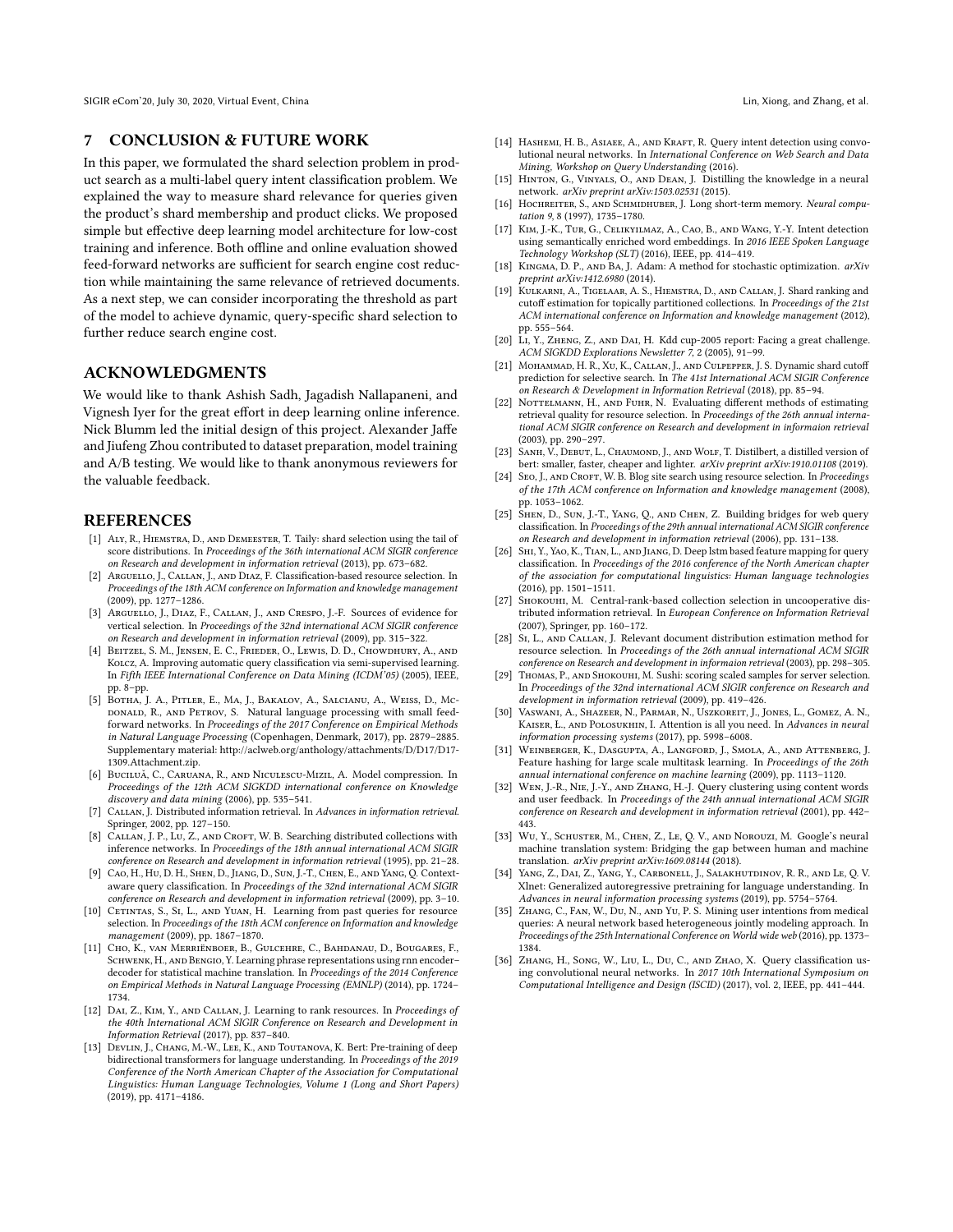## 7 CONCLUSION & FUTURE WORK

In this paper, we formulated the shard selection problem in product search as a multi-label query intent classification problem. We explained the way to measure shard relevance for queries given the product's shard membership and product clicks. We proposed simple but effective deep learning model architecture for low-cost training and inference. Both offline and online evaluation showed feed-forward networks are sufficient for search engine cost reduction while maintaining the same relevance of retrieved documents. As a next step, we can consider incorporating the threshold as part of the model to achieve dynamic, query-specific shard selection to further reduce search engine cost.

## ACKNOWLEDGMENTS

We would like to thank Ashish Sadh, Jagadish Nallapaneni, and Vignesh Iyer for the great effort in deep learning online inference. Nick Blumm led the initial design of this project. Alexander Jaffe and Jiufeng Zhou contributed to dataset preparation, model training and A/B testing. We would like to thank anonymous reviewers for the valuable feedback.

## REFERENCES

[1] Aly, R., Hiemstra, D., and Demeester, T. Taily: shard selection using the tail of score distributions. In *Proceedings of the 36th international ACM SIGIR conference on Research and development in information retrieval* (2013), pp. 673–682.

[2] Arguello, J., Callan, J., and Diaz, F. Classification-based resource selection. In *Proceedings of the 18th ACM conference on Information and knowledge management* (2009), pp. 1277–1286.

[3] Arguello, J., Diaz, F., Callan, J., and Crespo, J.-F. Sources of evidence for vertical selection. In *Proceedings of the 32nd international ACM SIGIR conference on Research and development in information retrieval* (2009), pp. 315–322.

[4] Beitzel, S. M., Jensen, E. C., Frieder, O., Lewis, D. D., Chowdhury, A., and Kolcz, A. Improving automatic query classification via semi-supervised learning. In *Fifth IEEE International Conference on Data Mining (ICDM'05)* (2005), IEEE, pp. 8–pp.

[5] Botha, J. A., Pitler, E., Ma, J., Bakalov, A., Salcianu, A., Weiss, D., McDonald, R., and Petrov, S. Natural language processing with small feed-forward networks. In *Proceedings of the 2017 Conference on Empirical Methods in Natural Language Processing* (Copenhagen, Denmark, 2017), pp. 2879–2885. Supplementary material: http://aclweb.org/anthology/attachments/D/D17/D17-1309.Attachment.zip.

[6] Buciluǎ, C., Caruana, R., and Niculescu-Mizil, A. Model compression. In *Proceedings of the 12th ACM SIGKDD international conference on Knowledge discovery and data mining* (2006), pp. 535–541.

[7] Callan, J. Distributed information retrieval. In *Advances in information retrieval*. Springer, 2002, pp. 127–150.

[8] Callan, J. P., Lu, Z., and Croft, W. B. Searching distributed collections with inference networks. In *Proceedings of the 18th annual international ACM SIGIR conference on Research and development in information retrieval* (1995), pp. 21–28.

[9] Cao, H., Hu, D. H., Shen, D., Jiang, D., Sun, J.-T., Chen, E., and Yang, Q. Context-aware query classification. In *Proceedings of the 32nd international ACM SIGIR conference on Research and development in information retrieval* (2009), pp. 3–10.

[10] Cetintas, S., Si, L., and Yuan, H. Learning from past queries for resource selection. In *Proceedings of the 18th ACM conference on Information and knowledge management* (2009), pp. 1867–1870.

[11] Cho, K., van Merriënboer, B., Gulcehre, C., Bahdanau, D., Bougares, F., Schwenk, H., and Bengio, Y. Learning phrase representations using rnn encoder–decoder for statistical machine translation. In *Proceedings of the 2014 Conference on Empirical Methods in Natural Language Processing (EMNLP)* (2014), pp. 1724–1734.

[12] Dai, Z., Kim, Y., and Callan, J. Learning to rank resources. In *Proceedings of the 40th International ACM SIGIR Conference on Research and Development in Information Retrieval* (2017), pp. 837–840.

[13] Devlin, J., Chang, M.-W., Lee, K., and Toutanova, K. Bert: Pre-training of deep bidirectional transformers for language understanding. In *Proceedings of the 2019 Conference of the North American Chapter of the Association for Computational Linguistics: Human Language Technologies, Volume 1 (Long and Short Papers)* (2019), pp. 4171–4186.

[14] Hashemi, H. B., Asiaee, A., and Kraft, R. Query intent detection using convolutional neural networks. In *International Conference on Web Search and Data Mining, Workshop on Query Understanding* (2016).

[15] Hinton, G., Vinyals, O., and Dean, J. Distilling the knowledge in a neural network. *arXiv preprint arXiv:1503.02531* (2015).

[16] Hochreiter, S., and Schmidhuber, J. Long short-term memory. *Neural computation 9*, 8 (1997), 1735–1780.

[17] Kim, J.-K., Tur, G., Celikyilmaz, A., Cao, B., and Wang, Y.-Y. Intent detection using semantically enriched word embeddings. In *2016 IEEE Spoken Language Technology Workshop (SLT)* (2016), IEEE, pp. 414–419.

[18] Kingma, D. P., and Ba, J. Adam: A method for stochastic optimization. *arXiv preprint arXiv:1412.6980* (2014).

[19] Kulkarni, A., Tigelaar, A. S., Hiemstra, D., and Callan, J. Shard ranking and cutoff estimation for topically partitioned collections. In *Proceedings of the 21st ACM international conference on Information and knowledge management* (2012), pp. 555–564.

[20] Li, Y., Zheng, Z., and Dai, H. Kdd cup-2005 report: Facing a great challenge. *ACM SIGKDD Explorations Newsletter 7*, 2 (2005), 91–99.

[21] Mohammad, H. R., Xu, K., Callan, J., and Culpepper, J. S. Dynamic shard cutoff prediction for selective search. In *The 41st International ACM SIGIR Conference on Research & Development in Information Retrieval* (2018), pp. 85–94.

[22] Nottelmann, H., and Fuhr, N. Evaluating different methods of estimating retrieval quality for resource selection. In *Proceedings of the 26th annual international ACM SIGIR conference on Research and development in informaion retrieval* (2003), pp. 290–297.

[23] Sanh, V., Debut, L., Chaumond, J., and Wolf, T. Distilbert, a distilled version of bert: smaller, faster, cheaper and lighter. *arXiv preprint arXiv:1910.01108* (2019).

[24] Seo, J., and Croft, W. B. Blog site search using resource selection. In *Proceedings of the 17th ACM conference on Information and knowledge management* (2008), pp. 1053–1062.

[25] Shen, D., Sun, J.-T., Yang, Q., and Chen, Z. Building bridges for web query classification. In *Proceedings of the 29th annual international ACM SIGIR conference on Research and development in information retrieval* (2006), pp. 131–138.

[26] Shi, Y., Yao, K., Tian, L., and Jiang, D. Deep lstm based feature mapping for query classification. In *Proceedings of the 2016 conference of the North American chapter of the association for computational linguistics: Human language technologies* (2016), pp. 1501–1511.

[27] Shokouhi, M. Central-rank-based collection selection in uncooperative distributed information retrieval. In *European Conference on Information Retrieval* (2007), Springer, pp. 160–172.

[28] Si, L., and Callan, J. Relevant document distribution estimation method for resource selection. In *Proceedings of the 26th annual international ACM SIGIR conference on Research and development in informaion retrieval* (2003), pp. 298–305.

[29] Thomas, P., and Shokouhi, M. Sushi: scoring scaled samples for server selection. In *Proceedings of the 32nd international ACM SIGIR conference on Research and development in information retrieval* (2009), pp. 419–426.

[30] Vaswani, A., Shazeer, N., Parmar, N., Uszkoreit, J., Jones, L., Gomez, A. N., Kaiser, Ł., and Polosukhin, I. Attention is all you need. In *Advances in neural information processing systems* (2017), pp. 5998–6008.

[31] Weinberger, K., Dasgupta, A., Langford, J., Smola, A., and Attenberg, J. Feature hashing for large scale multitask learning. In *Proceedings of the 26th annual international conference on machine learning* (2009), pp. 1113–1120.

[32] Wen, J.-R., Nie, J.-Y., and Zhang, H.-J. Query clustering using content words and user feedback. In *Proceedings of the 24th annual international ACM SIGIR conference on Research and development in information retrieval* (2001), pp. 442–443.

[33] Wu, Y., Schuster, M., Chen, Z., Le, Q. V., and Norouzi, M. Google's neural machine translation system: Bridging the gap between human and machine translation. *arXiv preprint arXiv:1609.08144* (2018).

[34] Yang, Z., Dai, Z., Yang, Y., Carbonell, J., Salakhutdinov, R. R., and Le, Q. V. Xlnet: Generalized autoregressive pretraining for language understanding. In *Advances in neural information processing systems* (2019), pp. 5754–5764.

[35] Zhang, C., Fan, W., Du, N., and Yu, P. S. Mining user intentions from medical queries: A neural network based heterogeneous jointly modeling approach. In *Proceedings of the 25th International Conference on World wide web* (2016), pp. 1373–1384.

[36] Zhang, H., Song, W., Liu, L., Du, C., and Zhao, X. Query classification using convolutional neural networks. In *2017 10th International Symposium on Computational Intelligence and Design (ISCID)* (2017), vol. 2, IEEE, pp. 441–444.